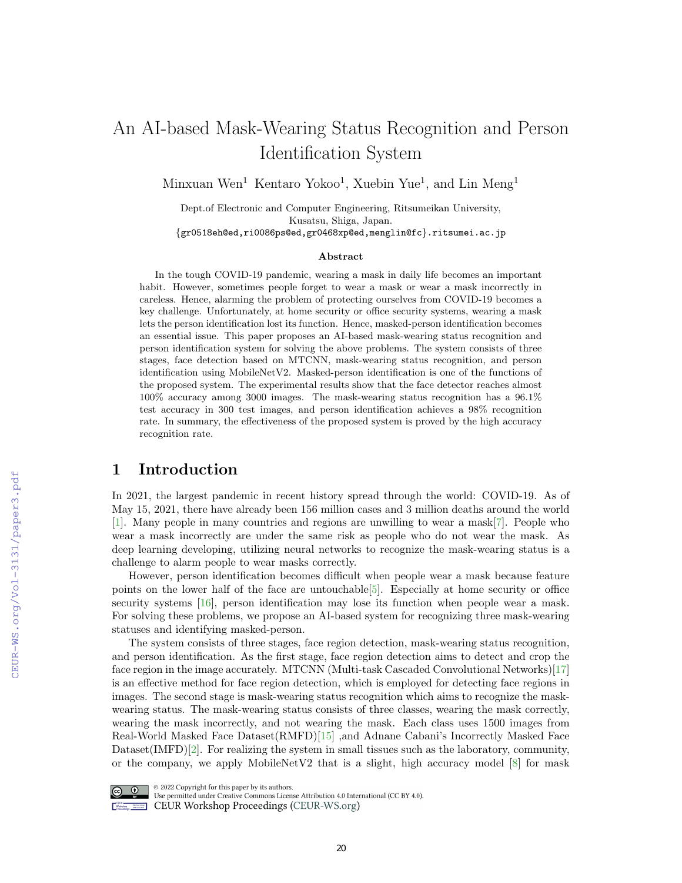# An AI-based Mask-Wearing Status Recognition and Person Identification System

Minxuan Wen[1] Kentaro Yokoo[1], Xuebin Yue[1], and Lin Meng[1]

Dept.of Electronic and Computer Engineering, Ritsumeikan University,
Kusatsu, Shiga, Japan.
{gr0518eh@ed,ri0086ps@ed,gr0468xp@ed,menglin@fc}.ritsumei.ac.jp

### Abstract

In the tough COVID-19 pandemic, wearing a mask in daily life becomes an important habit. However, sometimes people forget to wear a mask or wear a mask incorrectly in careless. Hence, alarming the problem of protecting ourselves from COVID-19 becomes a key challenge. Unfortunately, at home security or office security systems, wearing a mask lets the person identification lost its function. Hence, masked-person identification becomes an essential issue. This paper proposes an AI-based mask-wearing status recognition and person identification system for solving the above problems. The system consists of three stages, face detection based on MTCNN, mask-wearing status recognition, and person identification using MobileNetV2. Masked-person identification is one of the functions of the proposed system. The experimental results show that the face detector reaches almost 100% accuracy among 3000 images. The mask-wearing status recognition has a 96.1% test accuracy in 300 test images, and person identification achieves a 98% recognition rate. In summary, the effectiveness of the proposed system is proved by the high accuracy recognition rate.

## 1 Introduction

In 2021, the largest pandemic in recent history spread through the world: COVID-19. As of May 15, 2021, there have already been 156 million cases and 3 million deaths around the world [1]. Many people in many countries and regions are unwilling to wear a mask[7]. People who wear a mask incorrectly are under the same risk as people who do not wear the mask. As deep learning developing, utilizing neural networks to recognize the mask-wearing status is a challenge to alarm people to wear masks correctly.

However, person identification becomes difficult when people wear a mask because feature points on the lower half of the face are untouchable[5]. Especially at home security or office security systems [16], person identification may lose its function when people wear a mask. For solving these problems, we propose an AI-based system for recognizing three mask-wearing statuses and identifying masked-person.

The system consists of three stages, face region detection, mask-wearing status recognition, and person identification. As the first stage, face region detection aims to detect and crop the face region in the image accurately. MTCNN (Multi-task Cascaded Convolutional Networks)[17] is an effective method for face region detection, which is employed for detecting face regions in images. The second stage is mask-wearing status recognition which aims to recognize the mask-wearing status. The mask-wearing status consists of three classes, wearing the mask correctly, wearing the mask incorrectly, and not wearing the mask. Each class uses 1500 images from Real-World Masked Face Dataset(RMFD)[15] ,and Adnane Cabani's Incorrectly Masked Face Dataset(IMFD)[2]. For realizing the system in small tissues such as the laboratory, community, or the company, we apply MobileNetV2 that is a slight, high accuracy model [8] for mask

© 2022 Copyright for this paper by its authors.
Use permitted under Creative Commons License Attribution 4.0 International (CC BY 4.0).
CEUR Workshop Proceedings (CEUR-WS.org)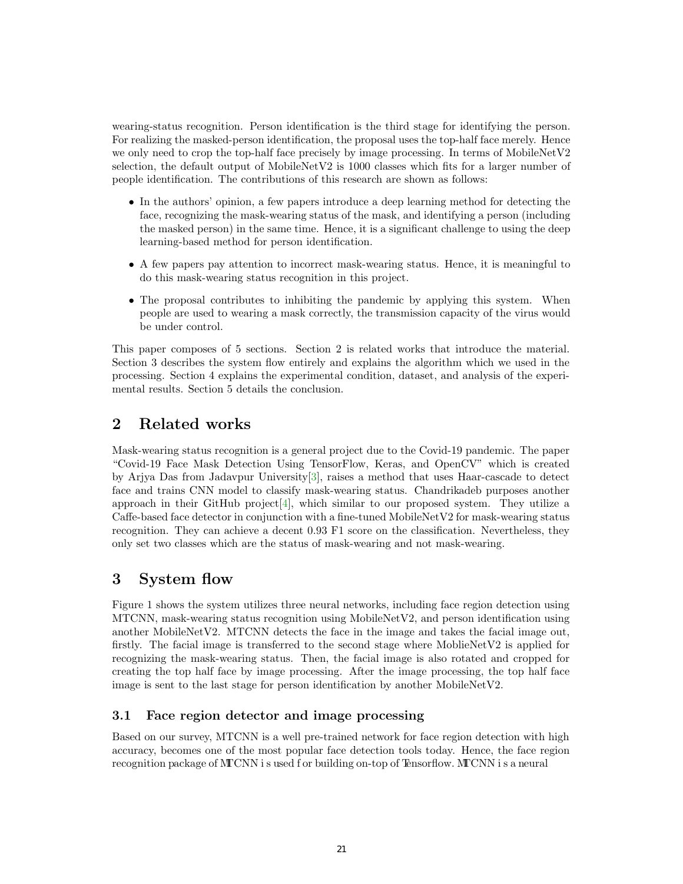wearing-status recognition. Person identification is the third stage for identifying the person. For realizing the masked-person identification, the proposal uses the top-half face merely. Hence we only need to crop the top-half face precisely by image processing. In terms of MobileNetV2 selection, the default output of MobileNetV2 is 1000 classes which fits for a larger number of people identification. The contributions of this research are shown as follows:

- In the authors' opinion, a few papers introduce a deep learning method for detecting the face, recognizing the mask-wearing status of the mask, and identifying a person (including the masked person) in the same time. Hence, it is a significant challenge to using the deep learning-based method for person identification.
- A few papers pay attention to incorrect mask-wearing status. Hence, it is meaningful to do this mask-wearing status recognition in this project.
- The proposal contributes to inhibiting the pandemic by applying this system. When people are used to wearing a mask correctly, the transmission capacity of the virus would be under control.

This paper composes of 5 sections. Section 2 is related works that introduce the material. Section 3 describes the system flow entirely and explains the algorithm which we used in the processing. Section 4 explains the experimental condition, dataset, and analysis of the experimental results. Section 5 details the conclusion.

## 2 Related works

Mask-wearing status recognition is a general project due to the Covid-19 pandemic. The paper "Covid-19 Face Mask Detection Using TensorFlow, Keras, and OpenCV" which is created by Arjya Das from Jadavpur University[3], raises a method that uses Haar-cascade to detect face and trains CNN model to classify mask-wearing status. Chandrikadeb purposes another approach in their GitHub project[4], which similar to our proposed system. They utilize a Caffe-based face detector in conjunction with a fine-tuned MobileNetV2 for mask-wearing status recognition. They can achieve a decent 0.93 F1 score on the classification. Nevertheless, they only set two classes which are the status of mask-wearing and not mask-wearing.

## 3 System flow

Figure 1 shows the system utilizes three neural networks, including face region detection using MTCNN, mask-wearing status recognition using MobileNetV2, and person identification using another MobileNetV2. MTCNN detects the face in the image and takes the facial image out, firstly. The facial image is transferred to the second stage where MoblieNetV2 is applied for recognizing the mask-wearing status. Then, the facial image is also rotated and cropped for creating the top half face by image processing. After the image processing, the top half face image is sent to the last stage for person identification by another MobileNetV2.

### 3.1 Face region detector and image processing

Based on our survey, MTCNN is a well pre-trained network for face region detection with high accuracy, becomes one of the most popular face detection tools today. Hence, the face region recognition package of MTCNN is used for building on-top of Tensorflow. MTCNN is a neural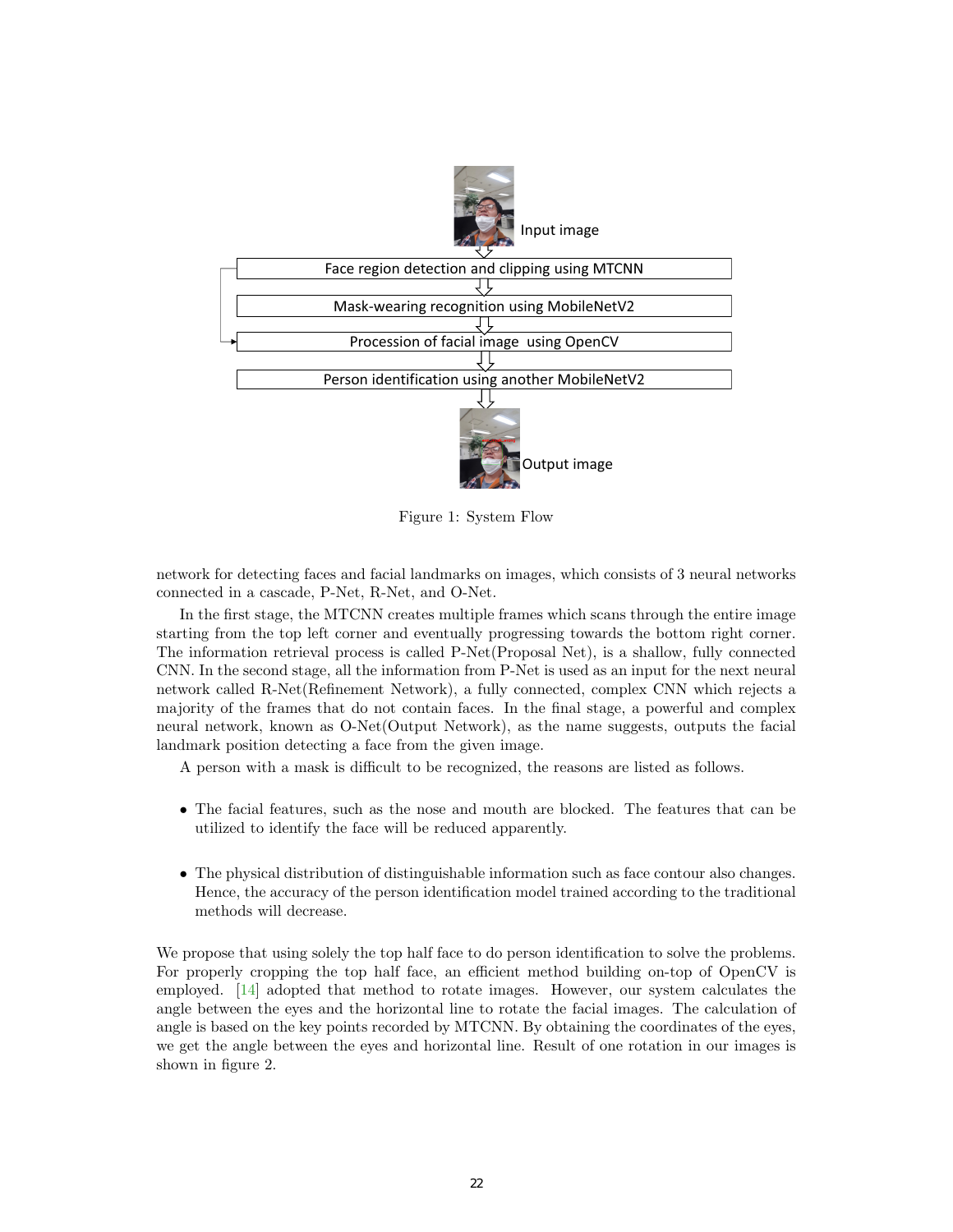Figure 1: System Flow

network for detecting faces and facial landmarks on images, which consists of 3 neural networks connected in a cascade, P-Net, R-Net, and O-Net.

In the first stage, the MTCNN creates multiple frames which scans through the entire image starting from the top left corner and eventually progressing towards the bottom right corner. The information retrieval process is called P-Net(Proposal Net), is a shallow, fully connected CNN. In the second stage, all the information from P-Net is used as an input for the next neural network called R-Net(Refinement Network), a fully connected, complex CNN which rejects a majority of the frames that do not contain faces. In the final stage, a powerful and complex neural network, known as O-Net(Output Network), as the name suggests, outputs the facial landmark position detecting a face from the given image.

A person with a mask is difficult to be recognized, the reasons are listed as follows.

- The facial features, such as the nose and mouth are blocked. The features that can be utilized to identify the face will be reduced apparently.
- The physical distribution of distinguishable information such as face contour also changes. Hence, the accuracy of the person identification model trained according to the traditional methods will decrease.

We propose that using solely the top half face to do person identification to solve the problems. For properly cropping the top half face, an efficient method building on-top of OpenCV is employed. [14] adopted that method to rotate images. However, our system calculates the angle between the eyes and the horizontal line to rotate the facial images. The calculation of angle is based on the key points recorded by MTCNN. By obtaining the coordinates of the eyes, we get the angle between the eyes and horizontal line. Result of one rotation in our images is shown in figure 2.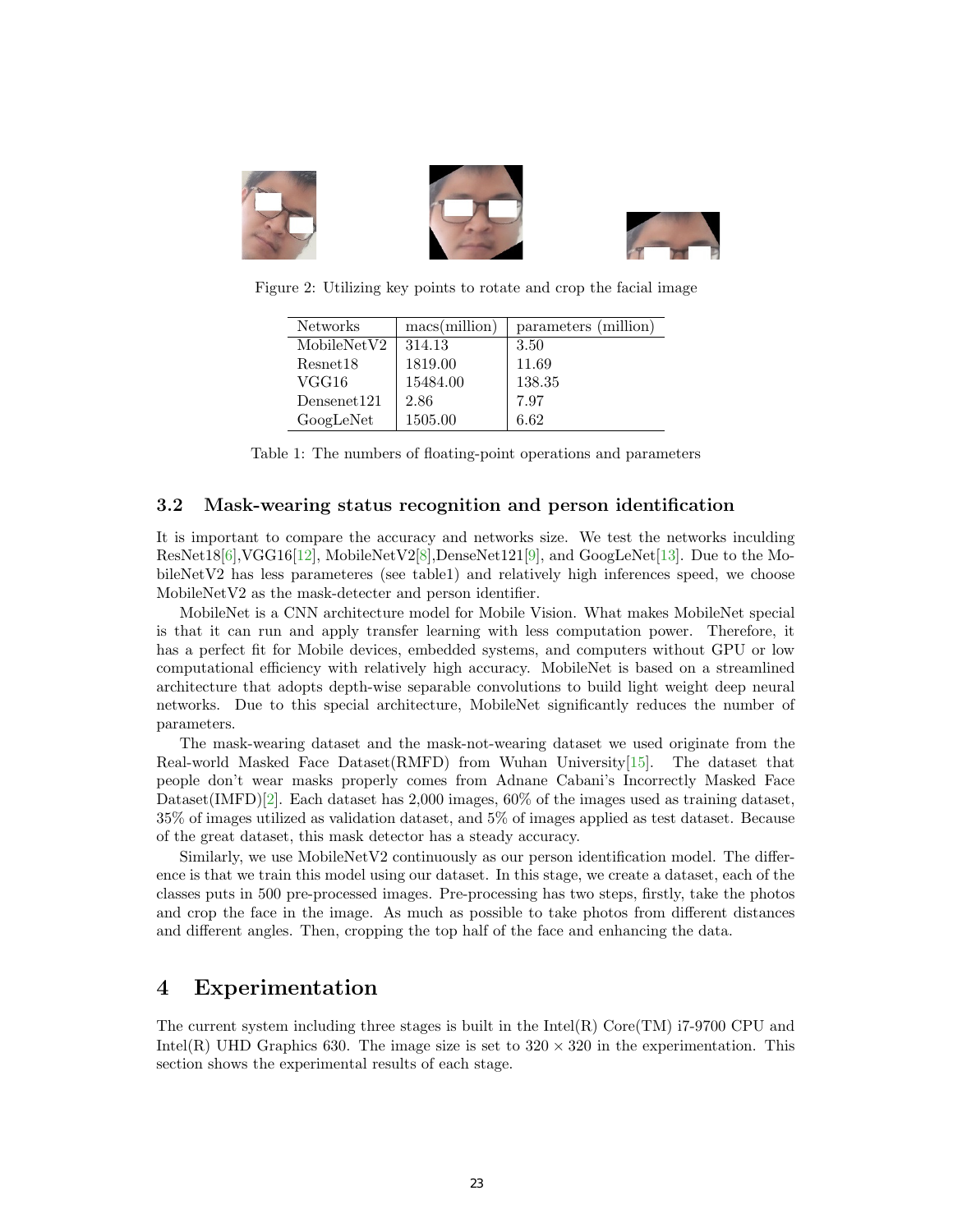Figure 2: Utilizing key points to rotate and crop the facial image

| Networks | macs(million) | parameters (million) |
|---|---|---|
| MobileNetV2 | 314.13 | 3.50 |
| Resnet18 | 1819.00 | 11.69 |
| VGG16 | 15484.00 | 138.35 |
| Densenet121 | 2.86 | 7.97 |
| GoogLeNet | 1505.00 | 6.62 |

Table 1: The numbers of floating-point operations and parameters

### 3.2 Mask-wearing status recognition and person identification

It is important to compare the accuracy and networks size. We test the networks inculding ResNet18[6],VGG16[12], MobileNetV2[8],DenseNet121[9], and GoogLeNet[13]. Due to the MobileNetV2 has less parameteres (see table1) and relatively high inferences speed, we choose MobileNetV2 as the mask-detecter and person identifier.

MobileNet is a CNN architecture model for Mobile Vision. What makes MobileNet special is that it can run and apply transfer learning with less computation power. Therefore, it has a perfect fit for Mobile devices, embedded systems, and computers without GPU or low computational efficiency with relatively high accuracy. MobileNet is based on a streamlined architecture that adopts depth-wise separable convolutions to build light weight deep neural networks. Due to this special architecture, MobileNet significantly reduces the number of parameters.

The mask-wearing dataset and the mask-not-wearing dataset we used originate from the Real-world Masked Face Dataset(RMFD) from Wuhan University[15]. The dataset that people don't wear masks properly comes from Adnane Cabani's Incorrectly Masked Face Dataset(IMFD)[2]. Each dataset has 2,000 images, 60% of the images used as training dataset, 35% of images utilized as validation dataset, and 5% of images applied as test dataset. Because of the great dataset, this mask detector has a steady accuracy.

Similarly, we use MobileNetV2 continuously as our person identification model. The difference is that we train this model using our dataset. In this stage, we create a dataset, each of the classes puts in 500 pre-processed images. Pre-processing has two steps, firstly, take the photos and crop the face in the image. As much as possible to take photos from different distances and different angles. Then, cropping the top half of the face and enhancing the data.

## 4 Experimentation

The current system including three stages is built in the Intel(R) Core(TM) i7-9700 CPU and Intel(R) UHD Graphics 630. The image size is set to $320 \times 320$ in the experimentation. This section shows the experimental results of each stage.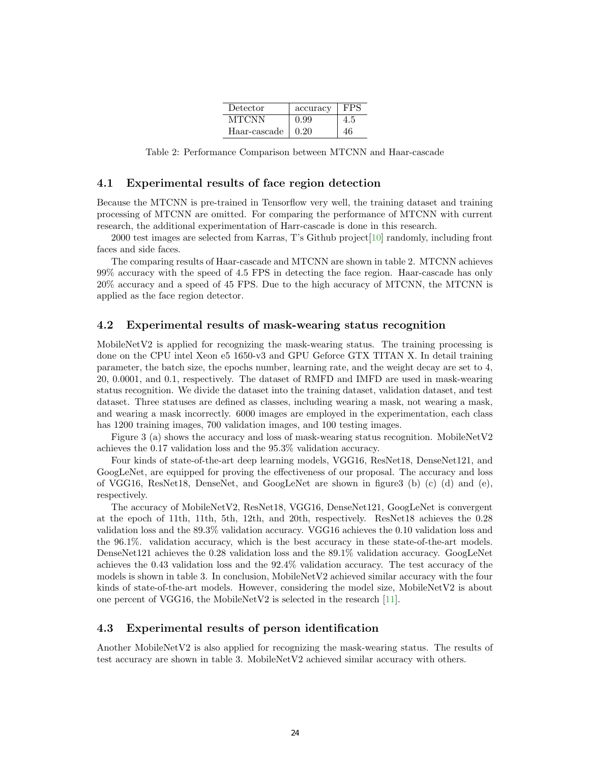| Detector | accuracy | FPS |
|---|---|---|
| MTCNN | 0.99 | 4.5 |
| Haar-cascade | 0.20 | 46 |

Table 2: Performance Comparison between MTCNN and Haar-cascade

### 4.1 Experimental results of face region detection

Because the MTCNN is pre-trained in Tensorflow very well, the training dataset and training processing of MTCNN are omitted. For comparing the performance of MTCNN with current research, the additional experimentation of Harr-cascade is done in this research.

2000 test images are selected from Karras, T's Github project[10] randomly, including front faces and side faces.

The comparing results of Haar-cascade and MTCNN are shown in table 2. MTCNN achieves 99% accuracy with the speed of 4.5 FPS in detecting the face region. Haar-cascade has only 20% accuracy and a speed of 45 FPS. Due to the high accuracy of MTCNN, the MTCNN is applied as the face region detector.

### 4.2 Experimental results of mask-wearing status recognition

MobileNetV2 is applied for recognizing the mask-wearing status. The training processing is done on the CPU intel Xeon e5 1650-v3 and GPU Geforce GTX TITAN X. In detail training parameter, the batch size, the epochs number, learning rate, and the weight decay are set to 4, 20, 0.0001, and 0.1, respectively. The dataset of RMFD and IMFD are used in mask-wearing status recognition. We divide the dataset into the training dataset, validation dataset, and test dataset. Three statuses are defined as classes, including wearing a mask, not wearing a mask, and wearing a mask incorrectly. 6000 images are employed in the experimentation, each class has 1200 training images, 700 validation images, and 100 testing images.

Figure 3 (a) shows the accuracy and loss of mask-wearing status recognition. MobileNetV2 achieves the 0.17 validation loss and the 95.3% validation accuracy.

Four kinds of state-of-the-art deep learning models, VGG16, ResNet18, DenseNet121, and GoogLeNet, are equipped for proving the effectiveness of our proposal. The accuracy and loss of VGG16, ResNet18, DenseNet, and GoogLeNet are shown in figure3 (b) (c) (d) and (e), respectively.

The accuracy of MobileNetV2, ResNet18, VGG16, DenseNet121, GoogLeNet is convergent at the epoch of 11th, 11th, 5th, 12th, and 20th, respectively. ResNet18 achieves the 0.28 validation loss and the 89.3% validation accuracy. VGG16 achieves the 0.10 validation loss and the 96.1%. validation accuracy, which is the best accuracy in these state-of-the-art models. DenseNet121 achieves the 0.28 validation loss and the 89.1% validation accuracy. GoogLeNet achieves the 0.43 validation loss and the 92.4% validation accuracy. The test accuracy of the models is shown in table 3. In conclusion, MobileNetV2 achieved similar accuracy with the four kinds of state-of-the-art models. However, considering the model size, MobileNetV2 is about one percent of VGG16, the MobileNetV2 is selected in the research [11].

### 4.3 Experimental results of person identification

Another MobileNetV2 is also applied for recognizing the mask-wearing status. The results of test accuracy are shown in table 3. MobileNetV2 achieved similar accuracy with others.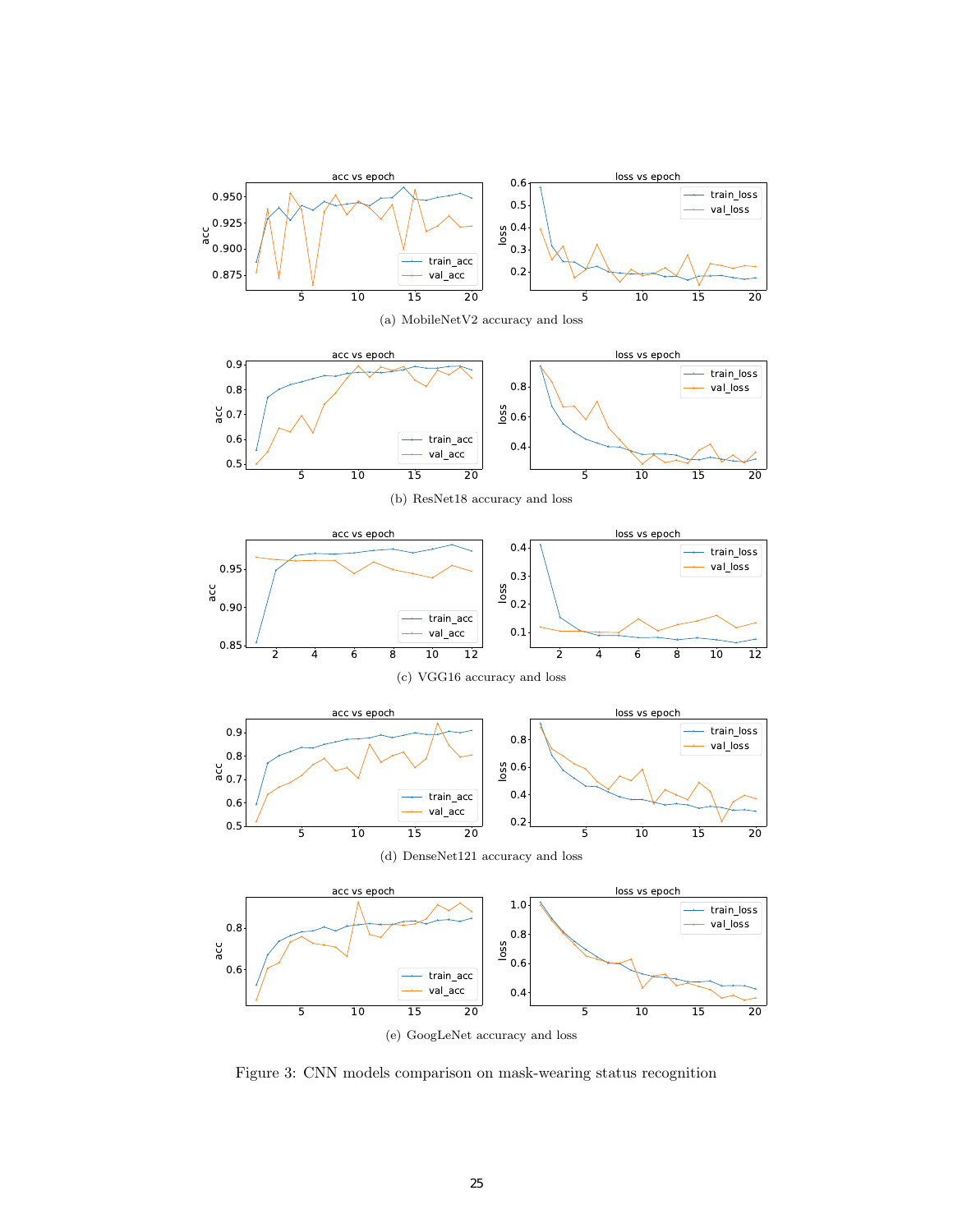(a) MobileNetV2 accuracy and loss

(b) ResNet18 accuracy and loss

(c) VGG16 accuracy and loss

(d) DenseNet121 accuracy and loss

(e) GoogLeNet accuracy and loss

Figure 3: CNN models comparison on mask-wearing status recognition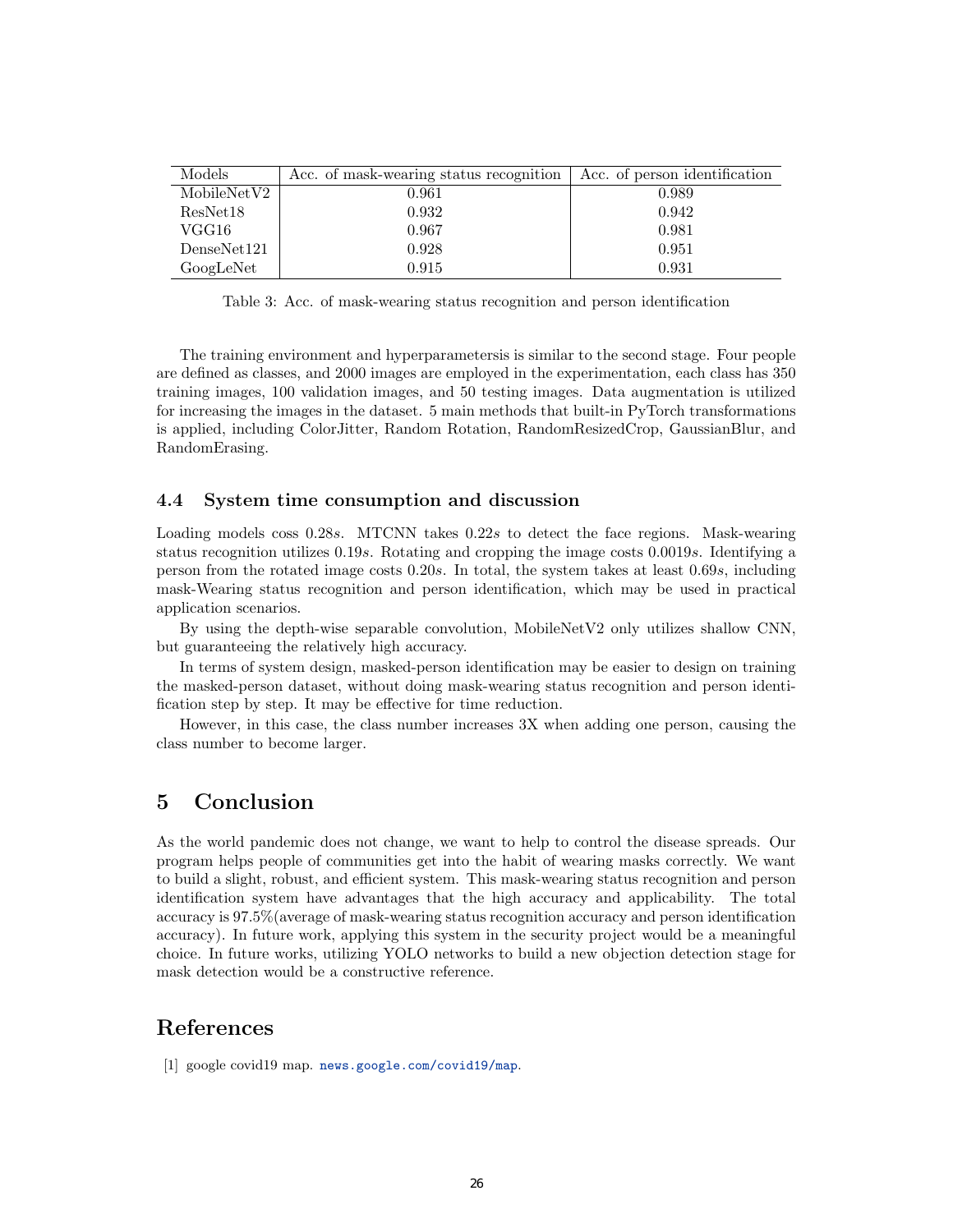| Models | Acc. of mask-wearing status recognition | Acc. of person identification |
|---|---|---|
| MobileNetV2 | 0.961 | 0.989 |
| ResNet18 | 0.932 | 0.942 |
| VGG16 | 0.967 | 0.981 |
| DenseNet121 | 0.928 | 0.951 |
| GoogLeNet | 0.915 | 0.931 |

Table 3: Acc. of mask-wearing status recognition and person identification

The training environment and hyperparametersis is similar to the second stage. Four people are defined as classes, and 2000 images are employed in the experimentation, each class has 350 training images, 100 validation images, and 50 testing images. Data augmentation is utilized for increasing the images in the dataset. 5 main methods that built-in PyTorch transformations is applied, including ColorJitter, Random Rotation, RandomResizedCrop, GaussianBlur, and RandomErasing.

### 4.4 System time consumption and discussion

Loading models coss $0.28s$. MTCNN takes $0.22s$ to detect the face regions. Mask-wearing status recognition utilizes $0.19s$. Rotating and cropping the image costs $0.0019s$. Identifying a person from the rotated image costs $0.20s$. In total, the system takes at least $0.69s$, including mask-Wearing status recognition and person identification, which may be used in practical application scenarios.

By using the depth-wise separable convolution, MobileNetV2 only utilizes shallow CNN, but guaranteeing the relatively high accuracy.

In terms of system design, masked-person identification may be easier to design on training the masked-person dataset, without doing mask-wearing status recognition and person identification step by step. It may be effective for time reduction.

However, in this case, the class number increases 3X when adding one person, causing the class number to become larger.

## 5 Conclusion

As the world pandemic does not change, we want to help to control the disease spreads. Our program helps people of communities get into the habit of wearing masks correctly. We want to build a slight, robust, and efficient system. This mask-wearing status recognition and person identification system have advantages that the high accuracy and applicability. The total accuracy is 97.5%(average of mask-wearing status recognition accuracy and person identification accuracy). In future work, applying this system in the security project would be a meaningful choice. In future works, utilizing YOLO networks to build a new objection detection stage for mask detection would be a constructive reference.

## References

[1] google covid19 map. news.google.com/covid19/map.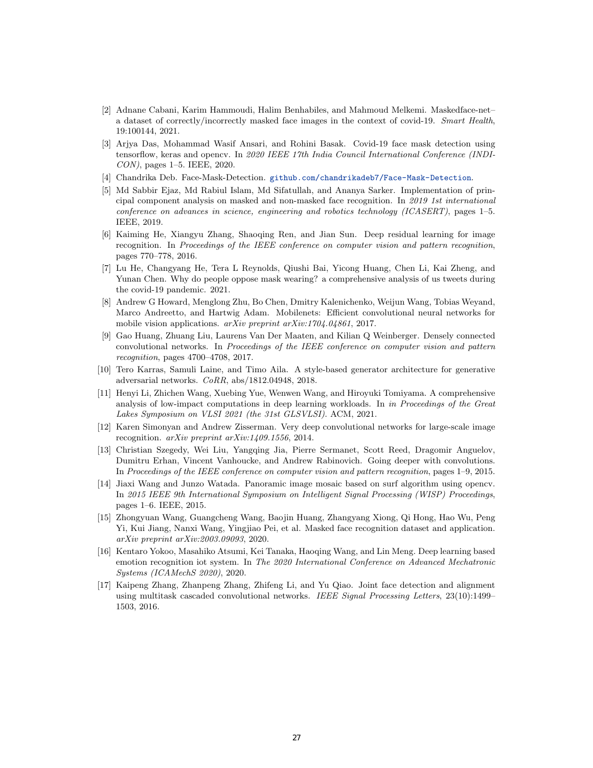[2] Adnane Cabani, Karim Hammoudi, Halim Benhabiles, and Mahmoud Melkemi. Maskedface-net– a dataset of correctly/incorrectly masked face images in the context of covid-19. *Smart Health*, 19:100144, 2021.

[3] Arjya Das, Mohammad Wasif Ansari, and Rohini Basak. Covid-19 face mask detection using tensorflow, keras and opencv. In *2020 IEEE 17th India Council International Conference (INDICON)*, pages 1–5. IEEE, 2020.

[4] Chandrika Deb. Face-Mask-Detection. github.com/chandrikadeb7/Face-Mask-Detection.

[5] Md Sabbir Ejaz, Md Rabiul Islam, Md Sifatullah, and Ananya Sarker. Implementation of principal component analysis on masked and non-masked face recognition. In *2019 1st international conference on advances in science, engineering and robotics technology (ICASERT)*, pages 1–5. IEEE, 2019.

[6] Kaiming He, Xiangyu Zhang, Shaoqing Ren, and Jian Sun. Deep residual learning for image recognition. In *Proceedings of the IEEE conference on computer vision and pattern recognition*, pages 770–778, 2016.

[7] Lu He, Changyang He, Tera L Reynolds, Qiushi Bai, Yicong Huang, Chen Li, Kai Zheng, and Yunan Chen. Why do people oppose mask wearing? a comprehensive analysis of us tweets during the covid-19 pandemic. 2021.

[8] Andrew G Howard, Menglong Zhu, Bo Chen, Dmitry Kalenichenko, Weijun Wang, Tobias Weyand, Marco Andreetto, and Hartwig Adam. Mobilenets: Efficient convolutional neural networks for mobile vision applications. *arXiv preprint arXiv:1704.04861*, 2017.

[9] Gao Huang, Zhuang Liu, Laurens Van Der Maaten, and Kilian Q Weinberger. Densely connected convolutional networks. In *Proceedings of the IEEE conference on computer vision and pattern recognition*, pages 4700–4708, 2017.

[10] Tero Karras, Samuli Laine, and Timo Aila. A style-based generator architecture for generative adversarial networks. *CoRR*, abs/1812.04948, 2018.

[11] Henyi Li, Zhichen Wang, Xuebing Yue, Wenwen Wang, and Hiroyuki Tomiyama. A comprehensive analysis of low-impact computations in deep learning workloads. In *in Proceedings of the Great Lakes Symposium on VLSI 2021 (the 31st GLSVLSI)*. ACM, 2021.

[12] Karen Simonyan and Andrew Zisserman. Very deep convolutional networks for large-scale image recognition. *arXiv preprint arXiv:1409.1556*, 2014.

[13] Christian Szegedy, Wei Liu, Yangqing Jia, Pierre Sermanet, Scott Reed, Dragomir Anguelov, Dumitru Erhan, Vincent Vanhoucke, and Andrew Rabinovich. Going deeper with convolutions. In *Proceedings of the IEEE conference on computer vision and pattern recognition*, pages 1–9, 2015.

[14] Jiaxi Wang and Junzo Watada. Panoramic image mosaic based on surf algorithm using opencv. In *2015 IEEE 9th International Symposium on Intelligent Signal Processing (WISP) Proceedings*, pages 1–6. IEEE, 2015.

[15] Zhongyuan Wang, Guangcheng Wang, Baojin Huang, Zhangyang Xiong, Qi Hong, Hao Wu, Peng Yi, Kui Jiang, Nanxi Wang, Yingjiao Pei, et al. Masked face recognition dataset and application. *arXiv preprint arXiv:2003.09093*, 2020.

[16] Kentaro Yokoo, Masahiko Atsumi, Kei Tanaka, Haoqing Wang, and Lin Meng. Deep learning based emotion recognition iot system. In *The 2020 International Conference on Advanced Mechatronic Systems (ICAMechS 2020)*, 2020.

[17] Kaipeng Zhang, Zhanpeng Zhang, Zhifeng Li, and Yu Qiao. Joint face detection and alignment using multitask cascaded convolutional networks. *IEEE Signal Processing Letters*, 23(10):1499–1503, 2016.